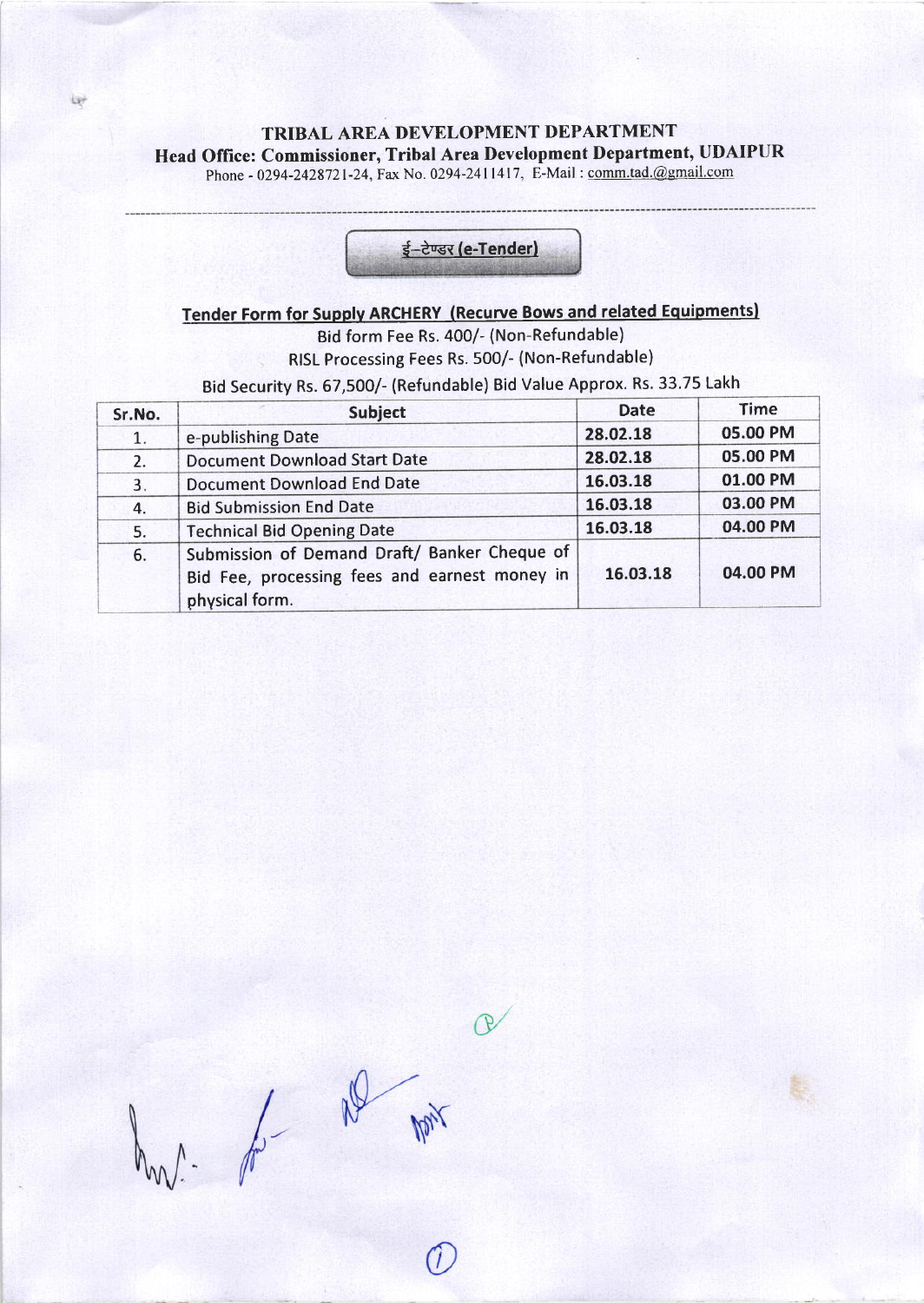# TRIBAL AREA DEVELOPMENT DEPARTMENT

## Head Office: Commissioner, Tribal Area Development Department, UDAIPUR

Phone - 0294-2428721-24, Fax No. 0294-2411417, E-Mail : comm.tad.@gmail.com

---

**ई–टेण्डर (e-Tender)**

### Tender Form for Supply ARCHERY (Recurve Bows and related Equipments)

Bid form Fee Rs. 400/- (Non-Refundable)

RISL Processing Fees Rs. 500/- (Non-Refundable)

Bid Security Rs. 67,500/- (Refundable) Bid Value Approx. Rs. 33.75 Lakh

| Sr.No. | Subject | Date | Time |
|---|---|---|---|
| 1. | e-publishing Date | 28.02.18 | 05.00 PM |
| 2. | Document Download Start Date | 28.02.18 | 05.00 PM |
| 3. | Document Download End Date | 16.03.18 | 01.00 PM |
| 4. | Bid Submission End Date | 16.03.18 | 03.00 PM |
| 5. | Technical Bid Opening Date | 16.03.18 | 04.00 PM |
| 6. | Submission of Demand Draft/ Banker Cheque of Bid Fee, processing fees and earnest money in physical form. | 16.03.18 | 04.00 PM |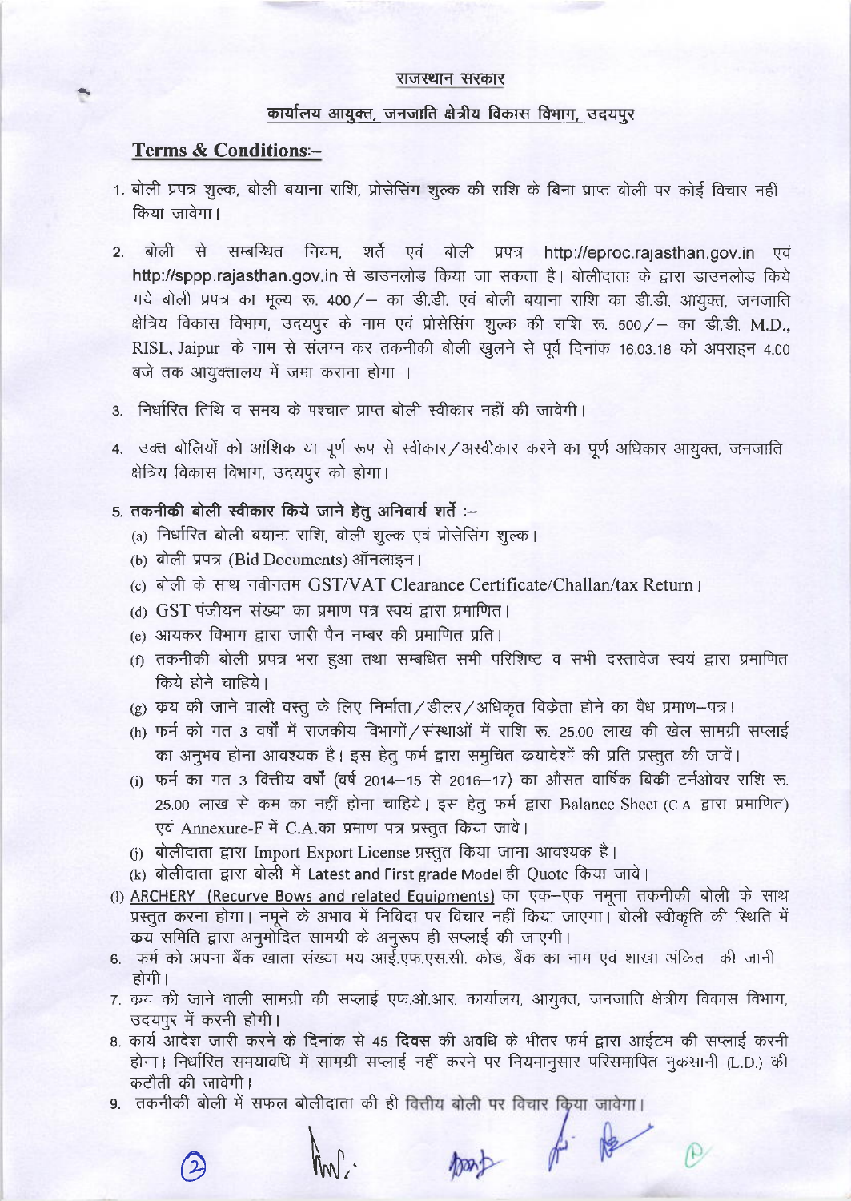राजस्थान सरकार

कार्यालय आयुक्त, जनजाति क्षेत्रीय विकास विभाग, उदयपुर

## Terms & Conditions:–

1. बोली प्रपत्र शुल्क, बोली बयाना राशि, प्रोसेसिंग शुल्क की राशि के बिना प्राप्त बोली पर कोई विचार नहीं किया जावेगा।

2. बोली से सम्बन्धित नियम, शर्ते एवं बोली प्रपत्र http://eproc.rajasthan.gov.in एवं **http://sppp.rajasthan.gov.in** से डाउनलोड किया जा सकता है। बोलीदाता के द्वारा डाउनलोड किये गये बोली प्रपत्र का मूल्य रू. 400/– का डी.डी. एवं बोली बयाना राशि का डी.डी. आयुक्त, जनजाति क्षेत्रिय विकास विभाग, उदयपुर के नाम एवं प्रोसेसिंग शुल्क की राशि रू. 500/– का डी.डी. M.D., RISL, Jaipur के नाम से संलग्न कर तकनीकी बोली खुलने से पूर्व दिनांक 16.03.18 को अपराह्न 4.00 बजे तक आयुक्तालय में जमा कराना होगा ।

3. निर्धारित तिथि व समय के पश्चात प्राप्त बोली स्वीकार नहीं की जावेगी।

4. उक्त बोलियों को आंशिक या पूर्ण रूप से स्वीकार/अस्वीकार करने का पूर्ण अधिकार आयुक्त, जनजाति क्षेत्रिय विकास विभाग, उदयपुर को होगा।

5. **तकनीकी बोली स्वीकार किये जाने हेतु अनिवार्य शर्ते :–**
   - (a) निर्धारित बोली बयाना राशि, बोली शुल्क एवं प्रोसेसिंग शुल्क।
   - (b) बोली प्रपत्र (Bid Documents) ऑनलाइन।
   - (c) बोली के साथ नवीनतम GST/VAT Clearance Certificate/Challan/tax Return।
   - (d) GST पंजीयन संख्या का प्रमाण पत्र स्वयं द्वारा प्रमाणित।
   - (e) आयकर विभाग द्वारा जारी पैन नम्बर की प्रमाणित प्रति।
   - (f) तकनीकी बोली प्रपत्र भरा हुआ तथा सम्बधित सभी परिशिष्ट व सभी दस्तावेज स्वयं द्वारा प्रमाणित किये होने चाहिये।
   - (g) क्रय की जाने वाली वस्तु के लिए निर्माता/डीलर/अधिकृत विक्रेता होने का वैध प्रमाण–पत्र।
   - (h) फर्म को गत 3 वर्षों में राजकीय विभागों/संस्थाओं में राशि रू. 25.00 लाख की खेल सामग्री सप्लाई का अनुभव होना आवश्यक है। इस हेतु फर्म द्वारा समुचित क्रयादेशों की प्रति प्रस्तुत की जावें।
   - (i) फर्म का गत 3 वित्तीय वर्षों (वर्ष 2014–15 से 2016–17) का औसत वार्षिक बिक्री टर्नओवर राशि रू. 25.00 लाख से कम का नहीं होना चाहिये। इस हेतु फर्म द्वारा Balance Sheet (C.A. द्वारा प्रमाणित) एवं Annexure-F में C.A.का प्रमाण पत्र प्रस्तुत किया जावे।
   - (j) बोलीदाता द्वारा Import-Export License प्रस्तुत किया जाना आवश्यक है।
   - (k) बोलीदाता द्वारा बोली में Latest and First grade Model ही Quote किया जावे।
   - (l) <u>ARCHERY (Recurve Bows and related Equipments)</u> का एक–एक नमूना तकनीकी बोली के साथ प्रस्तुत करना होगा। नमूने के अभाव में निविदा पर विचार नहीं किया जाएगा। बोली स्वीकृति की स्थिति में क्रय समिति द्वारा अनुमोदित सामग्री के अनुरूप ही सप्लाई की जाएगी।

6. फर्म को अपना बैंक खाता संख्या मय आई.एफ.एस.सी. कोड, बैंक का नाम एवं शाखा अंकित की जानी होगी।

7. क्रय की जाने वाली सामग्री की सप्लाई एफ.ओ.आर. कार्यालय, आयुक्त, जनजाति क्षेत्रीय विकास विभाग, उदयपुर में करनी होगी।

8. कार्य आदेश जारी करने के दिनांक से 45 **दिवस** की अवधि के भीतर फर्म द्वारा आईटम की सप्लाई करनी होगा। निर्धारित समयावधि में सामग्री सप्लाई नहीं करने पर नियमानुसार परिसमापित नुकसानी (L.D.) की कटौती की जावेगी।

9. तकनीकी बोली में सफल बोलीदाता की ही वित्तीय बोली पर विचार किया जावेगा।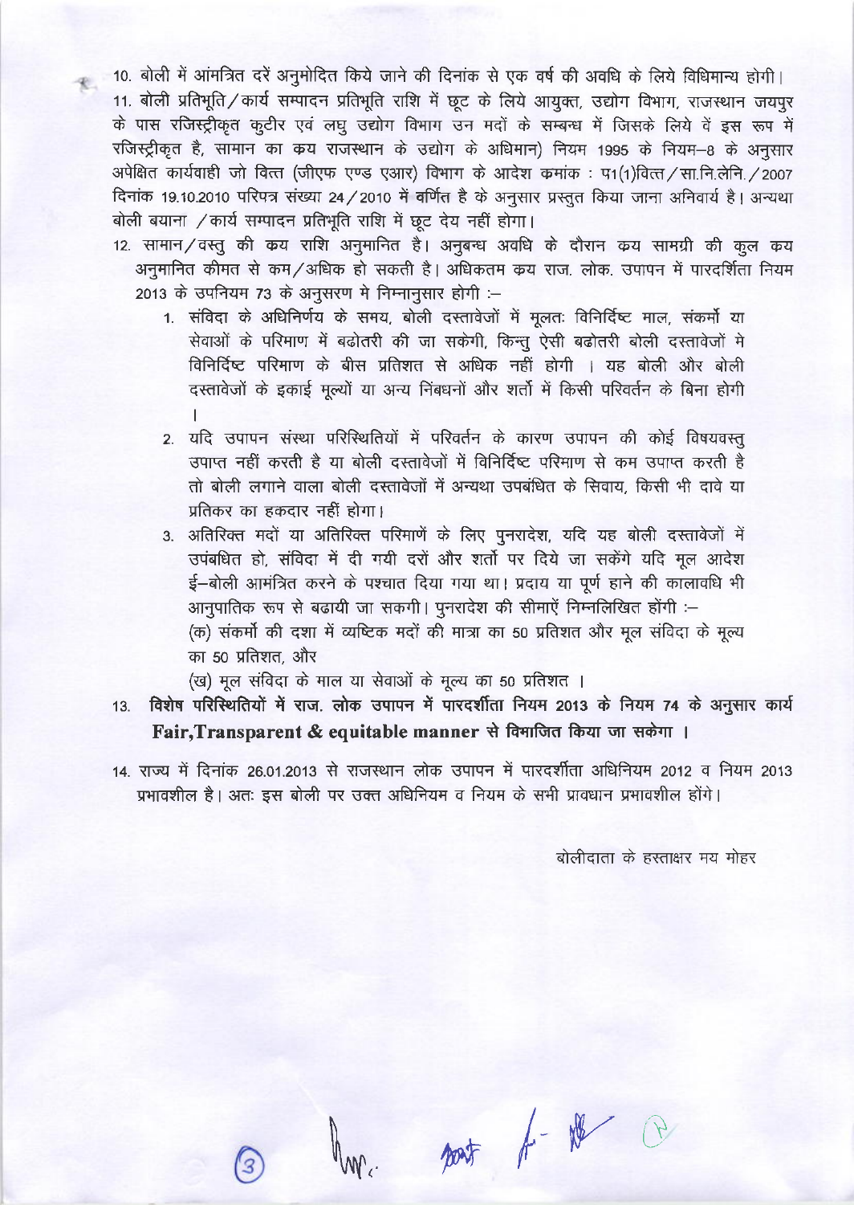10. बोली में आंमत्रित दरें अनुमोदित किये जाने की दिनांक से एक वर्ष की अवधि के लिये विधिमान्य होगी।

11. बोली प्रतिभूति/कार्य सम्पादन प्रतिभूति राशि में छूट के लिये आयुक्त, उद्योग विभाग, राजस्थान जयपुर के पास रजिस्ट्रीकृत कुटीर एवं लघु उद्योग विभाग उन मदों के सम्बन्ध में जिसके लिये वें इस रूप में रजिस्ट्रीकृत है, सामान का क्रय राजस्थान के उद्योग के अधिमान) नियम 1995 के नियम–8 के अनुसार अपेक्षित कार्यवाही जो वित्त (जीएफ एण्ड एआर) विभाग के आदेश क्रमांक : प1(1)वित्त/सा.नि.लेनि./2007 दिनांक 19.10.2010 परिपत्र संख्या 24/2010 में वर्णित है के अनुसार प्रस्तुत किया जाना अनिवार्य है। अन्यथा बोली बयाना /कार्य सम्पादन प्रतिभूति राशि में छूट देय नहीं होगा।

12. सामान/वस्तु की क्रय राशि अनुमानित है। अनुबन्ध अवधि के दौरान क्रय सामग्री की कुल क्रय अनुमानित कीमत से कम/अधिक हो सकती है। अधिकतम क्रय राज. लोक. उपापन में पारदर्शिता नियम 2013 के उपनियम 73 के अनुसरण मे निम्नानुसार होगी :–

    1. संविदा के अधिनिर्णय के समय, बोली दस्तावेजों में मूलतः विनिर्दिष्ट माल, संकर्मो या सेवाओं के परिमाण में बढोतरी की जा सकेगी, किन्तु ऐसी बढोतरी बोली दस्तावेजों मे विनिर्दिष्ट परिमाण के बीस प्रतिशत से अधिक नहीं होगी । यह बोली और बोली दस्तावेजों के इकाई मूल्यों या अन्य निंबधनों और शर्तो में किसी परिवर्तन के बिना होगी ।

    2. यदि उपापन संस्था परिस्थितियों में परिवर्तन के कारण उपापन की कोई विषयवस्तु उपाप्त नहीं करती है या बोली दस्तावेजों में विनिर्दिष्ट परिमाण से कम उपाप्त करती है तो बोली लगाने वाला बोली दस्तावेजों में अन्यथा उपबंधित के सिवाय, किसी भी दावे या प्रतिकर का हकदार नहीं होगा।

    3. अतिरिक्त मदों या अतिरिक्त परिमाणें के लिए पुनरादेश, यदि यह बोली दस्तावेजों में उपंबधित हो, संविदा में दी गयी दरों और शर्तो पर दिये जा सकेंगे यदि मूल आदेश ई–बोली आमंत्रित करने के पश्चात दिया गया था। प्रदाय या पूर्ण हाने की कालावधि भी आनुपातिक रूप से बढायी जा सकगी। पुनरादेश की सीमाऐं निम्नलिखित होंगी :–

       (क) संकर्मो की दशा में व्यष्टिक मदों की मात्रा का 50 प्रतिशत और मूल संविदा के मूल्य का 50 प्रतिशत, और

       (ख) मूल संविदा के माल या सेवाओं के मूल्य का 50 प्रतिशत ।

13. **विशेष परिस्थितियों में राज. लोक उपापन में पारदर्शीता नियम 2013 के नियम 74 के अनुसार कार्य Fair,Transparent & equitable manner से विभाजित किया जा सकेगा ।**

14. राज्य में दिनांक 26.01.2013 से राजस्थान लोक उपापन में पारदर्शीता अधिनियम 2012 व नियम 2013 प्रभावशील है। अतः इस बोली पर उक्त अधिनियम व नियम के सभी प्रावधान प्रभावशील होंगे।

बोलीदाता के हस्ताक्षर मय मोहर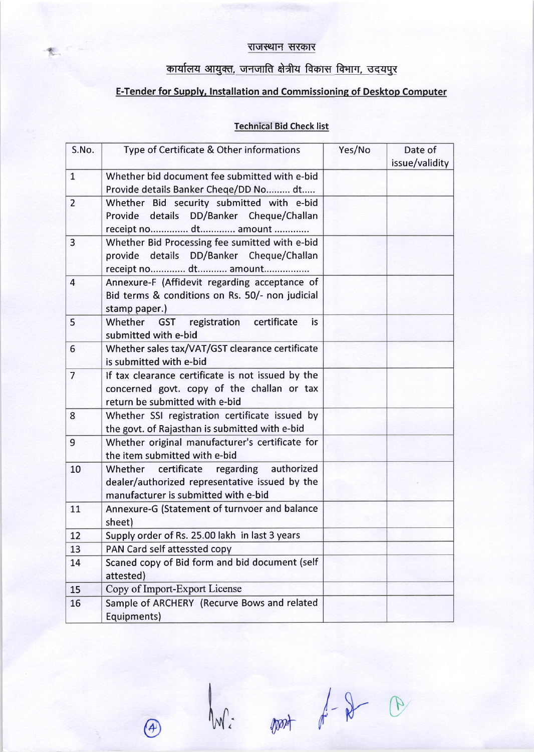# राजस्थान सरकार

## कार्यालय आयुक्त, जनजाति क्षेत्रीय विकास विभाग, उदयपुर

## E-Tender for Supply, Installation and Commissioning of Desktop Computer

### Technical Bid Check list

| S.No. | Type of Certificate & Other informations | Yes/No | Date of issue/validity |
|---|---|---|---|
| 1 | Whether bid document fee submitted with e-bid Provide details Banker Cheqe/DD No......... dt..... | | |
| 2 | Whether Bid security submitted with e-bid Provide details DD/Banker Cheque/Challan receipt no.............. dt............. amount ............. | | |
| 3 | Whether Bid Processing fee sumitted with e-bid provide details DD/Banker Cheque/Challan receipt no............. dt........... amount................. | | |
| 4 | Annexure-F (Affidevit regarding acceptance of Bid terms & conditions on Rs. 50/- non judicial stamp paper.) | | |
| 5 | Whether GST registration certificate is submitted with e-bid | | |
| 6 | Whether sales tax/VAT/GST clearance certificate is submitted with e-bid | | |
| 7 | If tax clearance certificate is not issued by the concerned govt. copy of the challan or tax return be submitted with e-bid | | |
| 8 | Whether SSI registration certificate issued by the govt. of Rajasthan is submitted with e-bid | | |
| 9 | Whether original manufacturer's certificate for the item submitted with e-bid | | |
| 10 | Whether certificate regarding authorized dealer/authorized representative issued by the manufacturer is submitted with e-bid | | |
| 11 | Annexure-G (Statement of turnover and balance sheet) | | |
| 12 | Supply order of Rs. 25.00 lakh in last 3 years | | |
| 13 | PAN Card self attessted copy | | |
| 14 | Scaned copy of Bid form and bid document (self attested) | | |
| 15 | Copy of Import-Export License | | |
| 16 | Sample of ARCHERY (Recurve Bows and related Equipments) | | |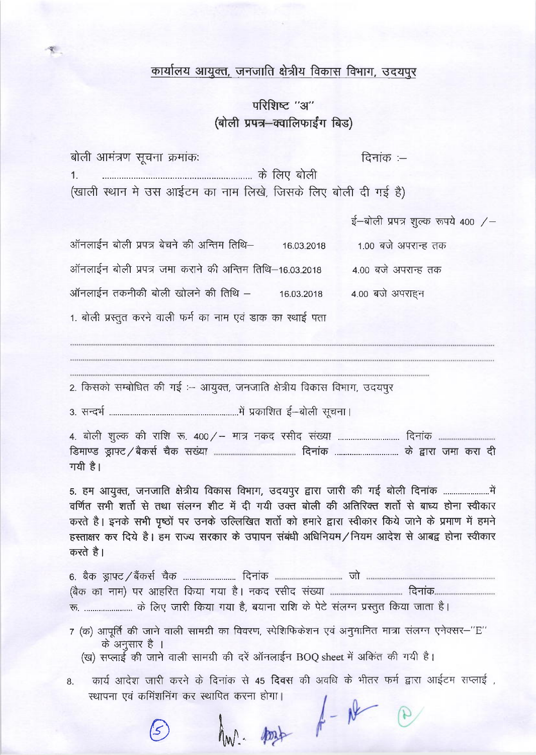## कार्यालय आयुक्त, जनजाति क्षेत्रीय विकास विभाग, उदयपुर

### परिशिष्ट "अ"
### (बोली प्रपत्र–क्वालिफाईंग बिड)

बोली आमंत्रण सूचना क्रमांकः                                   दिनांक :–

1. ................................................................ के लिए बोली

(खाली स्थान मे उस आईटम का नाम लिखे, जिसके लिए बोली दी गई है)

ई–बोली प्रपत्र शुल्क रूपये 400 /–

ऑनलाईन बोली प्रपत्र बेचने की अन्तिम तिथि– 16.03.2018 1.00 बजे अपरान्ह तक

ऑनलाईन बोली प्रपत्र जमा कराने की अन्तिम तिथि–16.03.2018 4.00 बजे अपरान्ह तक

ऑनलाईन तकनीकी बोली खोलने की तिथि – 16.03.2018 4.00 बजे अपराह्न

1. बोली प्रस्तुत करने वाली फर्म का नाम एवं डाक का स्थाई पता

.............................................................................................................................................

.............................................................................................................................................

.............................................................................................................................................

2. किसको सम्बोधित की गई :– आयुक्त, जनजाति क्षेत्रीय विकास विभाग, उदयपुर

3. सन्दर्भ ................................................................में प्रकाशित ई–बोली सूचना।

4. बोली शुल्क की राशि रू. 400/– मात्र नकद रसीद संख्या ............................ दिनांक .......................... डिमाण्ड ड्राफ्ट/बैकर्स चैक सख्या ...................................... दिनांक ............................ के द्वारा जमा करा दी गयी है।

5. हम आयुक्त, जनजाति क्षेत्रीय विकास विभाग, उदयपुर द्वारा जारी की गई बोली दिनांक .....................में वर्णित सभी शर्तो से तथा संलग्न शीट में दी गयी उक्त बोली की अतिरिक्त शर्तो से बाध्य होना स्वीकार करते है। इनके सभी पृष्ठों पर उनके उल्लिखित शर्तो को हमारे द्वारा स्वीकार किये जाने के प्रमाण में हमने हस्ताक्षर कर दिये है। हम राज्य सरकार के उपापन संबंधी अधिनियम/नियम आदेश से आबद्व होना स्वीकार करते है।

6. बैक ड्राफ्ट/बैंकर्स चैक ........................ दिनांक ............................... जो .............................................. (बैक का नाम) पर आहरित किया गया है। नकद रसीद संख्या ................................ दिनांक........................... रू. ...................... के लिए जारी किया गया है, बयाना राशि के पेटे संलग्न प्रस्तुत किया जाता है।

7 (क) आपूर्ति की जाने वाली सामग्री का विवरण, स्पेशिफिकेशन एवं अनुमानित मात्रा संलग्न एनेक्सर–"E" के अनुसार है ।

(ख) सप्लाई की जाने वाली सामग्री की दरें ऑनलाईन BOQ sheet में अंकित की गयी है।

8. कार्य आदेश जारी करने के दिनांक से 45 **दिवस** की अवधि के भीतर फर्म द्वारा आईटम सप्लाई , स्थापना एवं कमिशनिंग कर स्थापित करना होगा।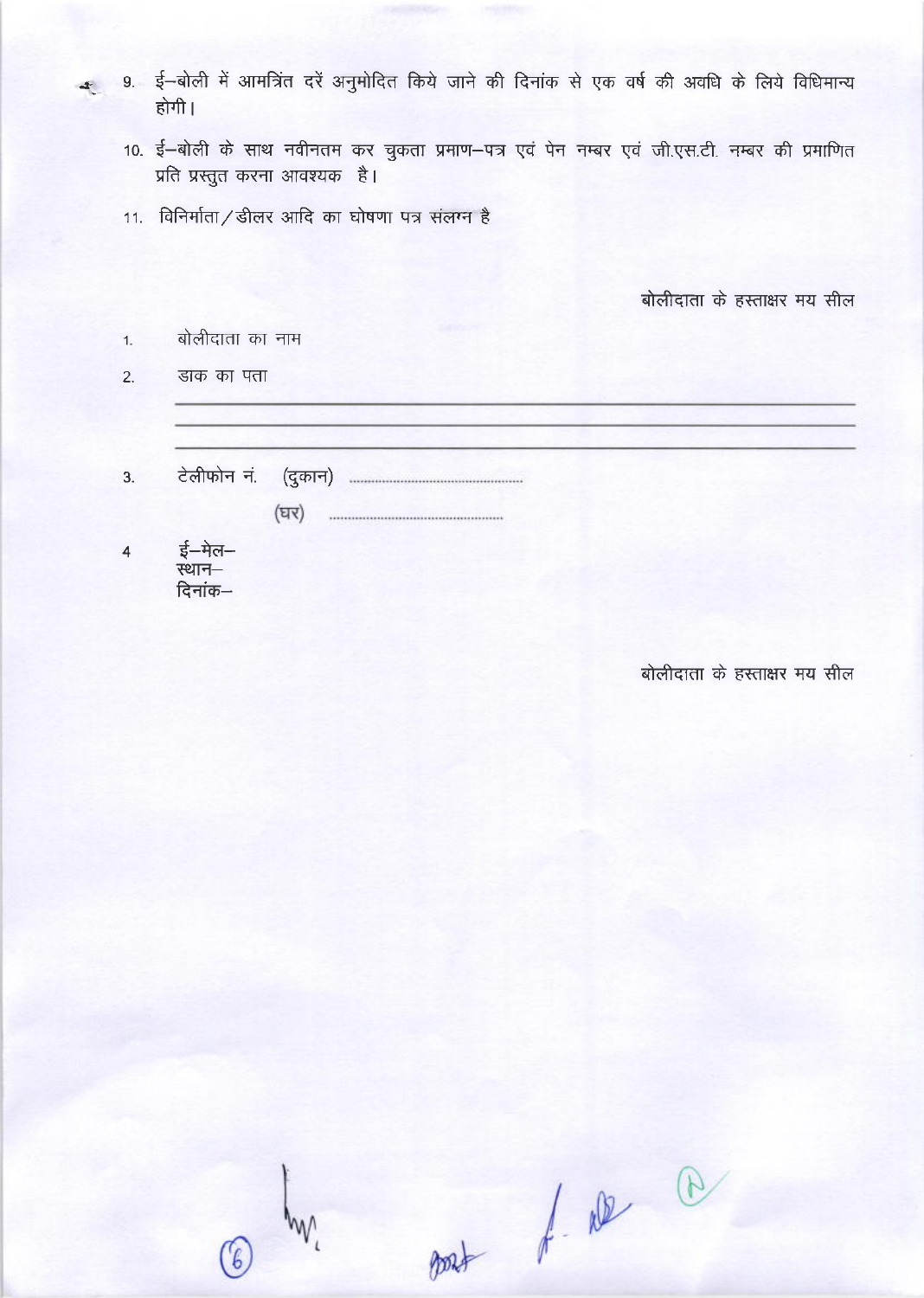9. ई–बोली में आमन्त्रित दरें अनुमोदित किये जाने की दिनांक से एक वर्ष की अवधि के लिये विधिमान्य होगी।

10. ई–बोली के साथ नवीनतम कर चुकता प्रमाण–पत्र एवं पेन नम्बर एवं जी.एस.टी. नम्बर की प्रमाणित प्रति प्रस्तुत करना आवश्यक है।

11. विनिर्माता/डीलर आदि का घोषणा पत्र संलग्न है

बोलीदाता के हस्ताक्षर मय सील

1. बोलीदाता का नाम

2. डाक का पता

_______________________________________________

_______________________________________________

_______________________________________________

3. टेलीफोन नं. (दुकान) ............................................

(घर) ............................................

4 ई–मेल–

स्थान–

दिनांक–

बोलीदाता के हस्ताक्षर मय सील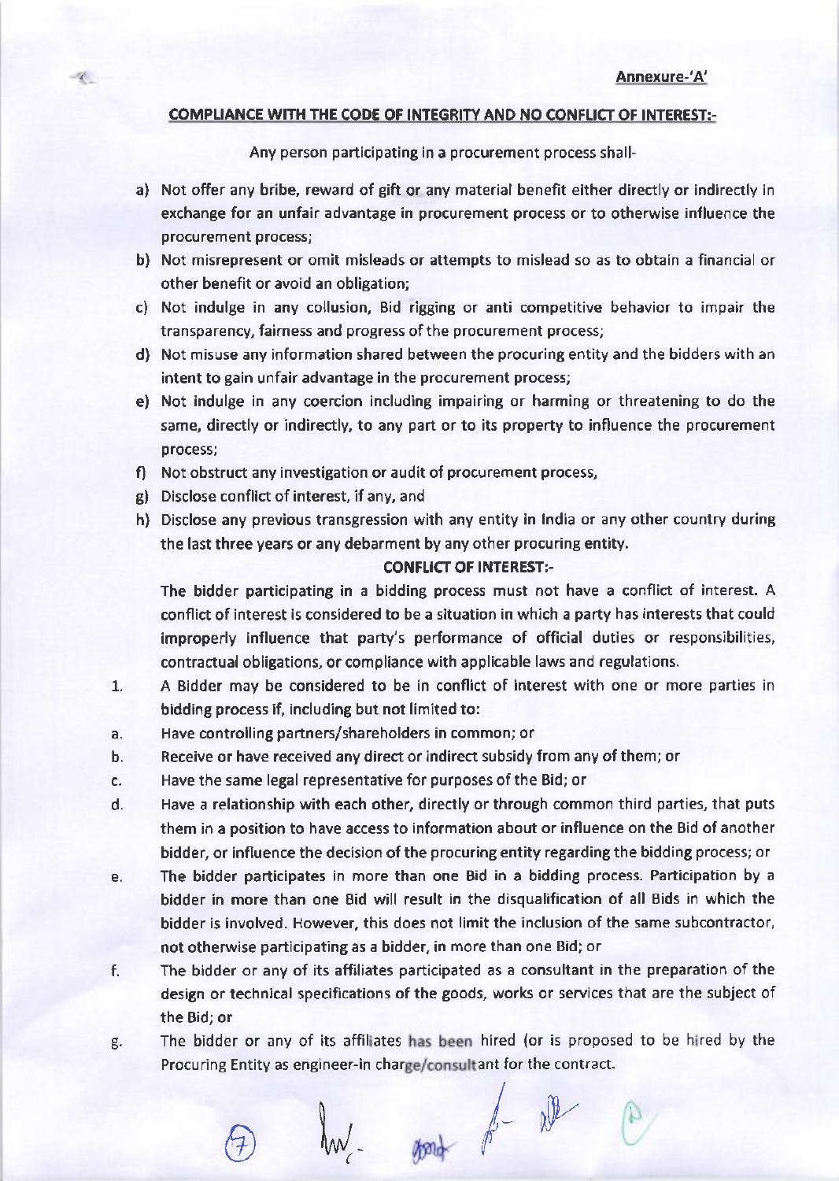**Annexure-'A'**

**COMPLIANCE WITH THE CODE OF INTEGRITY AND NO CONFLICT OF INTEREST:-**

Any person participating in a procurement process shall-

a) Not offer any bribe, reward of gift or any material benefit either directly or indirectly in exchange for an unfair advantage in procurement process or to otherwise influence the procurement process;

b) Not misrepresent or omit misleads or attempts to mislead so as to obtain a financial or other benefit or avoid an obligation;

c) Not indulge in any collusion, Bid rigging or anti competitive behavior to impair the transparency, fairness and progress of the procurement process;

d) Not misuse any information shared between the procuring entity and the bidders with an intent to gain unfair advantage in the procurement process;

e) Not indulge in any coercion including impairing or harming or threatening to do the same, directly or indirectly, to any part or to its property to influence the procurement process;

f) Not obstruct any investigation or audit of procurement process,

g) Disclose conflict of interest, if any, and

h) Disclose any previous transgression with any entity in India or any other country during the last three years or any debarment by any other procuring entity.

**CONFLICT OF INTEREST:-**

**The bidder participating in a bidding process must not have a conflict of interest. A conflict of interest is considered to be a situation in which a party has interests that could improperly influence that party's performance of official duties or responsibilities, contractual obligations, or compliance with applicable laws and regulations.**

1. **A Bidder may be considered to be in conflict of interest with one or more parties in bidding process if, including but not limited to:**

a. **Have controlling partners/shareholders in common; or**

b. **Receive or have received any direct or indirect subsidy from any of them; or**

c. **Have the same legal representative for purposes of the Bid; or**

d. **Have a relationship with each other, directly or through common third parties, that puts them in a position to have access to information about or influence on the Bid of another bidder, or influence the decision of the procuring entity regarding the bidding process; or**

e. **The bidder participates in more than one Bid in a bidding process. Participation by a bidder in more than one Bid will result in the disqualification of all Bids in which the bidder is involved. However, this does not limit the inclusion of the same subcontractor, not otherwise participating as a bidder, in more than one Bid; or**

f. **The bidder or any of its affiliates participated as a consultant in the preparation of the design or technical specifications of the goods, works or services that are the subject of the Bid; or**

g. **The bidder or any of its affiliates has been hired (or is proposed to be hired by the Procuring Entity as engineer-in charge/consultant for the contract.**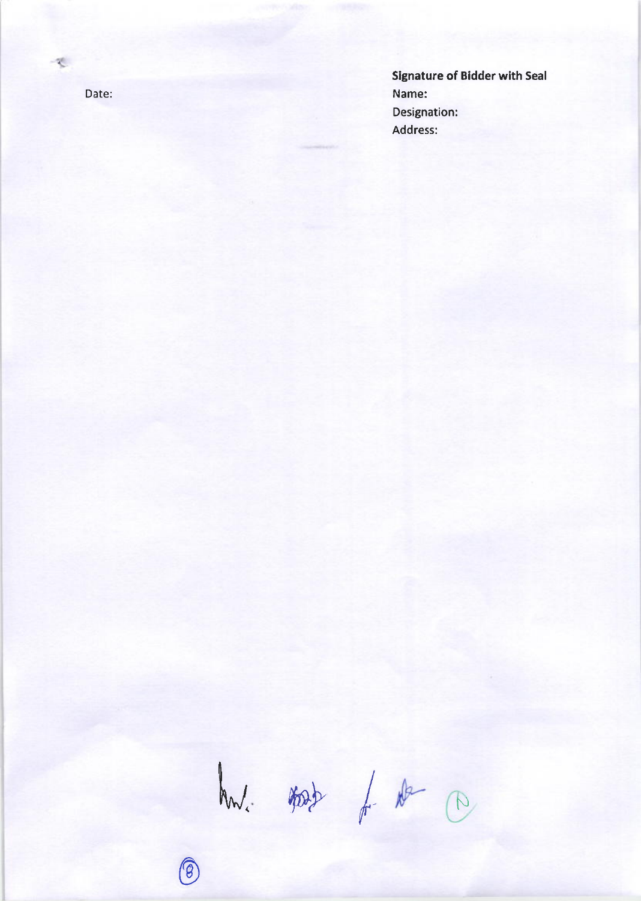Date:

**Signature of Bidder with Seal**
Name:
Designation:
Address: